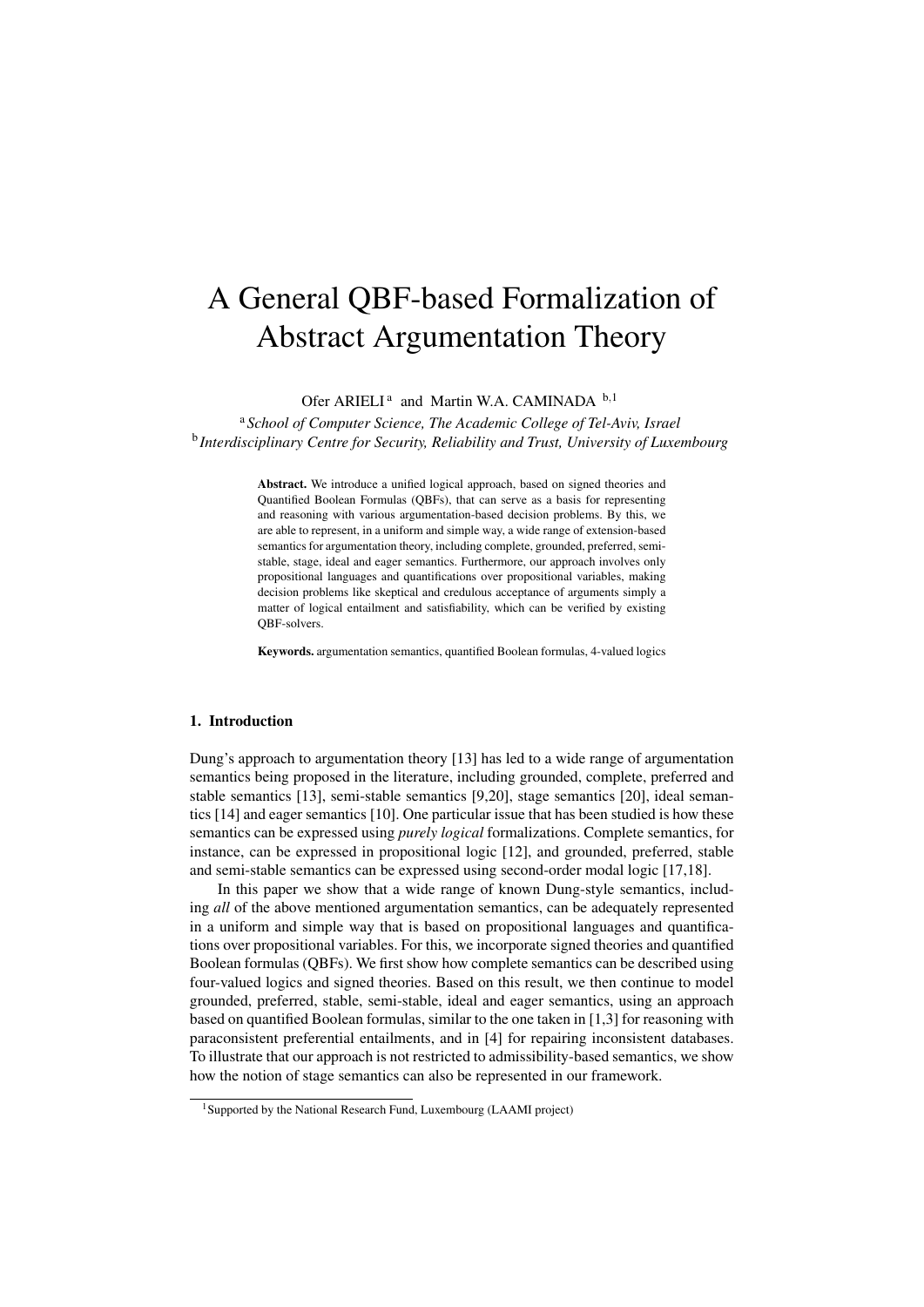# A General QBF-based Formalization of Abstract Argumentation Theory

Ofer ARIELI [a] and Martin W.A. CAMINADA [b,1]

[a] *School of Computer Science, The Academic College of Tel-Aviv, Israel*
[b] *Interdisciplinary Centre for Security, Reliability and Trust, University of Luxembourg*

**Abstract.** We introduce a unified logical approach, based on signed theories and Quantified Boolean Formulas (QBFs), that can serve as a basis for representing and reasoning with various argumentation-based decision problems. By this, we are able to represent, in a uniform and simple way, a wide range of extension-based semantics for argumentation theory, including complete, grounded, preferred, semi-stable, stage, ideal and eager semantics. Furthermore, our approach involves only propositional languages and quantifications over propositional variables, making decision problems like skeptical and credulous acceptance of arguments simply a matter of logical entailment and satisfiability, which can be verified by existing QBF-solvers.

**Keywords.** argumentation semantics, quantified Boolean formulas, 4-valued logics

## 1. Introduction

Dung's approach to argumentation theory [13] has led to a wide range of argumentation semantics being proposed in the literature, including grounded, complete, preferred and stable semantics [13], semi-stable semantics [9,20], stage semantics [20], ideal semantics [14] and eager semantics [10]. One particular issue that has been studied is how these semantics can be expressed using *purely logical* formalizations. Complete semantics, for instance, can be expressed in propositional logic [12], and grounded, preferred, stable and semi-stable semantics can be expressed using second-order modal logic [17,18].

In this paper we show that a wide range of known Dung-style semantics, including *all* of the above mentioned argumentation semantics, can be adequately represented in a uniform and simple way that is based on propositional languages and quantifications over propositional variables. For this, we incorporate signed theories and quantified Boolean formulas (QBFs). We first show how complete semantics can be described using four-valued logics and signed theories. Based on this result, we then continue to model grounded, preferred, stable, semi-stable, ideal and eager semantics, using an approach based on quantified Boolean formulas, similar to the one taken in [1,3] for reasoning with paraconsistent preferential entailments, and in [4] for repairing inconsistent databases. To illustrate that our approach is not restricted to admissibility-based semantics, we show how the notion of stage semantics can also be represented in our framework.

[1] Supported by the National Research Fund, Luxembourg (LAAMI project)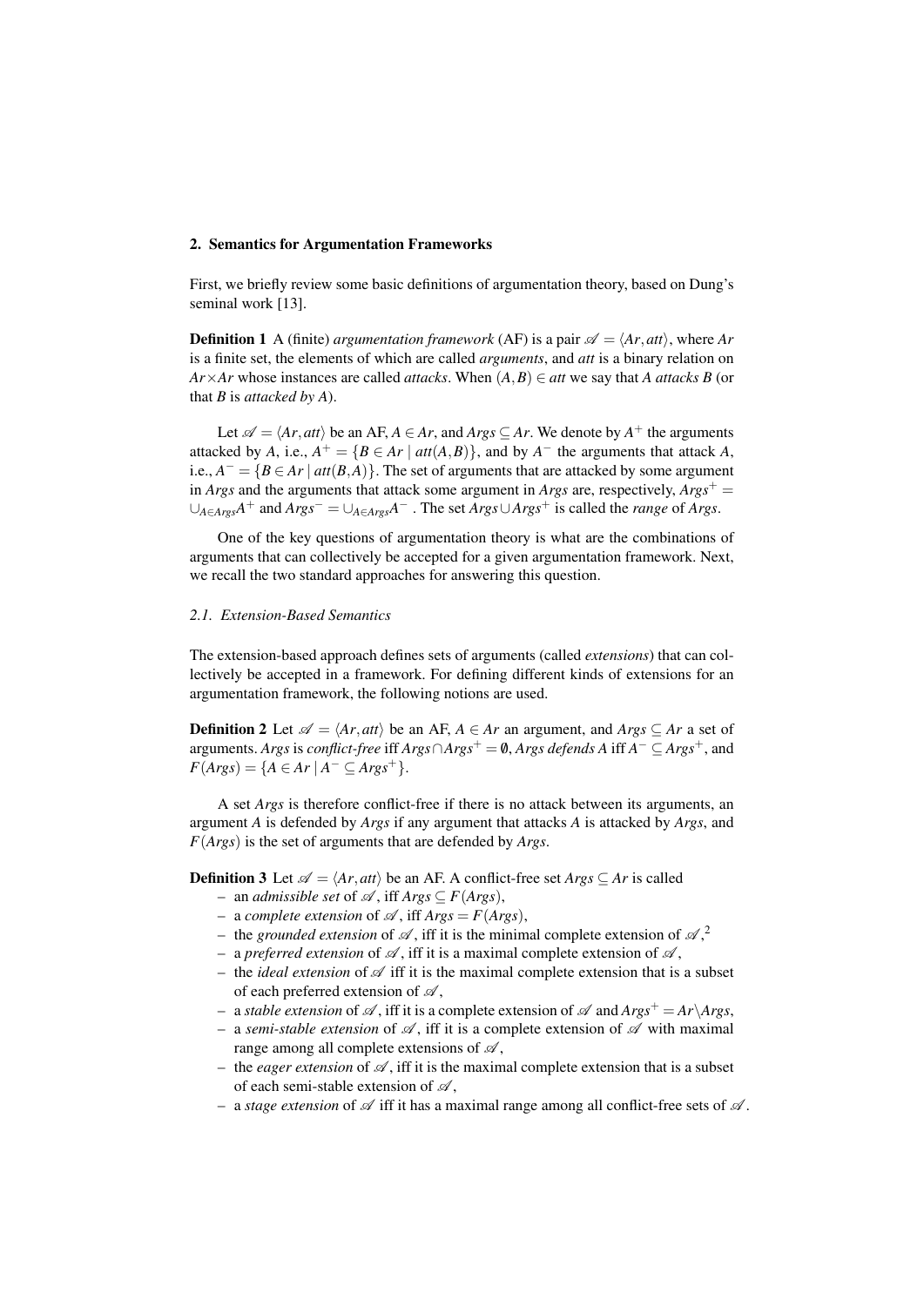## 2. Semantics for Argumentation Frameworks

First, we briefly review some basic definitions of argumentation theory, based on Dung's seminal work [13].

**Definition 1** A (finite) *argumentation framework* (AF) is a pair $\mathscr{A} = \langle Ar, att \rangle$, where $Ar$ is a finite set, the elements of which are called *arguments*, and $att$ is a binary relation on $Ar \times Ar$ whose instances are called *attacks*. When $(A, B) \in att$ we say that $A$ *attacks* $B$ (or that $B$ is *attacked by* $A$).

Let $\mathscr{A} = \langle Ar, att \rangle$ be an AF, $A \in Ar$, and $Args \subseteq Ar$. We denote by $A^+$ the arguments attacked by $A$, i.e., $A^+ = \{B \in Ar \mid att(A, B)\}$, and by $A^-$ the arguments that attack $A$, i.e., $A^- = \{B \in Ar \mid att(B, A)\}$. The set of arguments that are attacked by some argument in $Args$ and the arguments that attack some argument in $Args$ are, respectively, $Args^+ = \cup_{A \in Args} A^+$ and $Args^- = \cup_{A \in Args} A^-$ . The set $Args \cup Args^+$ is called the *range* of $Args$.

One of the key questions of argumentation theory is what are the combinations of arguments that can collectively be accepted for a given argumentation framework. Next, we recall the two standard approaches for answering this question.

### 2.1. Extension-Based Semantics

The extension-based approach defines sets of arguments (called *extensions*) that can collectively be accepted in a framework. For defining different kinds of extensions for an argumentation framework, the following notions are used.

**Definition 2** Let $\mathscr{A} = \langle Ar, att \rangle$ be an AF, $A \in Ar$ an argument, and $Args \subseteq Ar$ a set of arguments. $Args$ is *conflict-free* iff $Args \cap Args^+ = \emptyset$, $Args$ *defends* $A$ iff $A^- \subseteq Args^+$, and $F(Args) = \{A \in Ar \mid A^- \subseteq Args^+\}$.

A set $Args$ is therefore conflict-free if there is no attack between its arguments, an argument $A$ is defended by $Args$ if any argument that attacks $A$ is attacked by $Args$, and $F(Args)$ is the set of arguments that are defended by $Args$.

**Definition 3** Let $\mathscr{A} = \langle Ar, att \rangle$ be an AF. A conflict-free set $Args \subseteq Ar$ is called

- an *admissible set* of $\mathscr{A}$, iff $Args \subseteq F(Args)$,
- a *complete extension* of $\mathscr{A}$, iff $Args = F(Args)$,
- the *grounded extension* of $\mathscr{A}$, iff it is the minimal complete extension of $\mathscr{A}$,[2]
- a *preferred extension* of $\mathscr{A}$, iff it is a maximal complete extension of $\mathscr{A}$,
- the *ideal extension* of $\mathscr{A}$ iff it is the maximal complete extension that is a subset of each preferred extension of $\mathscr{A}$,
- a *stable extension* of $\mathscr{A}$, iff it is a complete extension of $\mathscr{A}$ and $Args^+ = Ar \setminus Args$,
- a *semi-stable extension* of $\mathscr{A}$, iff it is a complete extension of $\mathscr{A}$ with maximal range among all complete extensions of $\mathscr{A}$,
- the *eager extension* of $\mathscr{A}$, iff it is the maximal complete extension that is a subset of each semi-stable extension of $\mathscr{A}$,
- a *stage extension* of $\mathscr{A}$ iff it has a maximal range among all conflict-free sets of $\mathscr{A}$.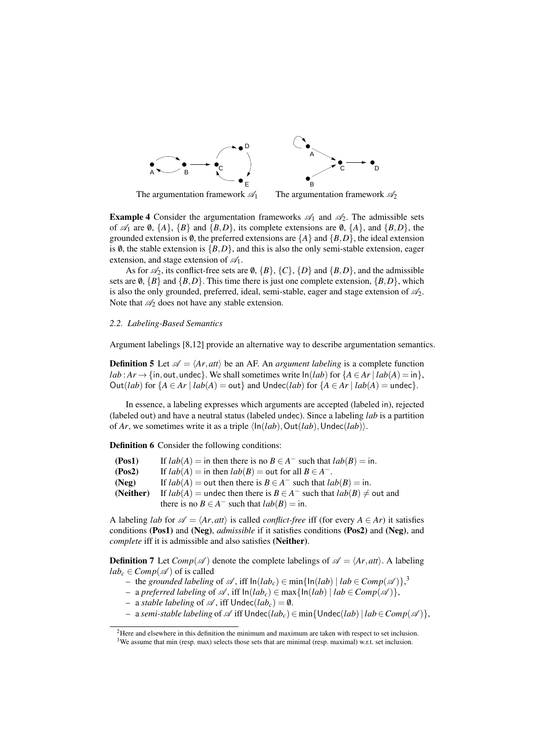The argumentation framework $\mathscr{A}_1$ The argumentation framework $\mathscr{A}_2$

**Example 4** Consider the argumentation frameworks $\mathscr{A}_1$ and $\mathscr{A}_2$. The admissible sets of $\mathscr{A}_1$ are $\emptyset$, $\{A\}$, $\{B\}$ and $\{B,D\}$, its complete extensions are $\emptyset$, $\{A\}$, and $\{B,D\}$, the grounded extension is $\emptyset$, the preferred extensions are $\{A\}$ and $\{B,D\}$, the ideal extension is $\emptyset$, the stable extension is $\{B,D\}$, and this is also the only semi-stable extension, eager extension, and stage extension of $\mathscr{A}_1$.

As for $\mathscr{A}_2$, its conflict-free sets are $\emptyset$, $\{B\}$, $\{C\}$, $\{D\}$ and $\{B,D\}$, and the admissible sets are $\emptyset$, $\{B\}$ and $\{B,D\}$. This time there is just one complete extension, $\{B,D\}$, which is also the only grounded, preferred, ideal, semi-stable, eager and stage extension of $\mathscr{A}_2$. Note that $\mathscr{A}_2$ does not have any stable extension.

### *2.2. Labeling-Based Semantics*

Argument labelings [8,12] provide an alternative way to describe argumentation semantics.

**Definition 5** Let $\mathscr{A} = \langle Ar, att\rangle$ be an AF. An *argument labeling* is a complete function $lab : Ar \to \{\mathsf{in}, \mathsf{out}, \mathsf{undec}\}$. We shall sometimes write $\mathsf{In}(lab)$ for $\{A \in Ar \mid lab(A) = \mathsf{in}\}$, $\mathsf{Out}(lab)$ for $\{A \in Ar \mid lab(A) = \mathsf{out}\}$ and $\mathsf{Undec}(lab)$ for $\{A \in Ar \mid lab(A) = \mathsf{undec}\}$.

In essence, a labeling expresses which arguments are accepted (labeled in), rejected (labeled out) and have a neutral status (labeled undec). Since a labeling *lab* is a partition of *Ar*, we sometimes write it as a triple $\langle \mathsf{In}(lab), \mathsf{Out}(lab), \mathsf{Undec}(lab)\rangle$.

**Definition 6** Consider the following conditions:

- **(Pos1)** If $lab(A) = \mathsf{in}$ then there is no $B \in A^-$ such that $lab(B) = \mathsf{in}$.
- **(Pos2)** If $lab(A) = \mathsf{in}$ then $lab(B) = \mathsf{out}$ for all $B \in A^-$.
- **(Neg)** If $lab(A) = \mathsf{out}$ then there is $B \in A^-$ such that $lab(B) = \mathsf{in}$.
- **(Neither)** If $lab(A) = \mathsf{undec}$ then there is $B \in A^-$ such that $lab(B) \neq \mathsf{out}$ and there is no $B \in A^-$ such that $lab(B) = \mathsf{in}$.

A labeling *lab* for $\mathscr{A} = \langle Ar, att\rangle$ is called *conflict-free* iff (for every $A \in Ar$) it satisfies conditions **(Pos1)** and **(Neg)**, *admissible* if it satisfies conditions **(Pos2)** and **(Neg)**, and *complete* iff it is admissible and also satisfies **(Neither)**.

**Definition 7** Let $Comp(\mathscr{A})$ denote the complete labelings of $\mathscr{A} = \langle Ar, att\rangle$. A labeling $lab_c \in Comp(\mathscr{A})$ of is called

- the *grounded labeling* of $\mathscr{A}$, iff $\mathsf{In}(lab_c) \in \min\{\mathsf{In}(lab) \mid lab \in Comp(\mathscr{A})\}$,[3]
- a *preferred labeling* of $\mathscr{A}$, iff $\mathsf{In}(lab_c) \in \max\{\mathsf{In}(lab) \mid lab \in Comp(\mathscr{A})\}$,
- a *stable labeling* of $\mathscr{A}$, iff $\mathsf{Undec}(lab_c) = \emptyset$.
- a *semi-stable labeling* of $\mathscr{A}$ iff $\mathsf{Undec}(lab_c) \in \min\{\mathsf{Undec}(lab) \mid lab \in Comp(\mathscr{A})\}$,

[2] Here and elsewhere in this definition the minimum and maximum are taken with respect to set inclusion.

[3] We assume that min (resp. max) selects those sets that are minimal (resp. maximal) w.r.t. set inclusion.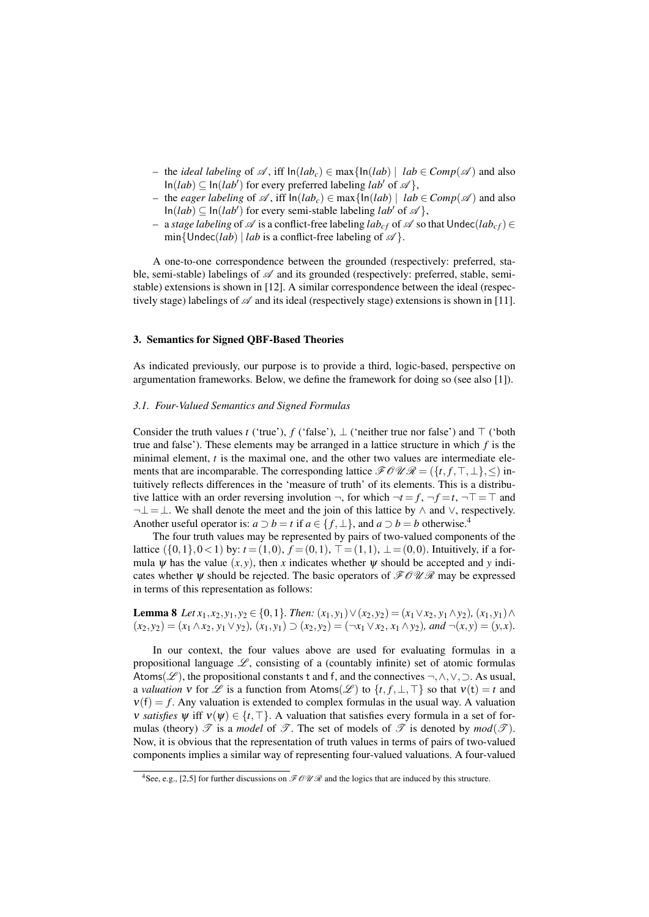- the *ideal labeling* of $\mathscr{A}$, iff $\mathsf{In}(lab_c) \in \max\{\mathsf{In}(lab) \mid lab \in Comp(\mathscr{A})$ and also $\mathsf{In}(lab) \subseteq \mathsf{In}(lab')$ for every preferred labeling $lab'$ of $\mathscr{A}\}$,
- the *eager labeling* of $\mathscr{A}$, iff $\mathsf{In}(lab_c) \in \max\{\mathsf{In}(lab) \mid lab \in Comp(\mathscr{A})$ and also $\mathsf{In}(lab) \subseteq \mathsf{In}(lab')$ for every semi-stable labeling $lab'$ of $\mathscr{A}\}$,
- a *stage labeling* of $\mathscr{A}$ is a conflict-free labeling $lab_{cf}$ of $\mathscr{A}$ so that $\mathsf{Undec}(lab_{cf}) \in \min\{\mathsf{Undec}(lab) \mid lab$ is a conflict-free labeling of $\mathscr{A}\}$.

A one-to-one correspondence between the grounded (respectively: preferred, stable, semi-stable) labelings of $\mathscr{A}$ and its grounded (respectively: preferred, stable, semi-stable) extensions is shown in [12]. A similar correspondence between the ideal (respectively stage) labelings of $\mathscr{A}$ and its ideal (respectively stage) extensions is shown in [11].

## 3. Semantics for Signed QBF-Based Theories

As indicated previously, our purpose is to provide a third, logic-based, perspective on argumentation frameworks. Below, we define the framework for doing so (see also [1]).

### 3.1. Four-Valued Semantics and Signed Formulas

Consider the truth values $t$ ('true'), $f$ ('false'), $\bot$ ('neither true nor false') and $\top$ ('both true and false'). These elements may be arranged in a lattice structure in which $f$ is the minimal element, $t$ is the maximal one, and the other two values are intermediate elements that are incomparable. The corresponding lattice $\mathscr{FOUR} = (\{t, f, \top, \bot\}, \leq)$ intuitively reflects differences in the 'measure of truth' of its elements. This is a distributive lattice with an order reversing involution $\neg$, for which $\neg t = f$, $\neg f = t$, $\neg\top = \top$ and $\neg\bot = \bot$. We shall denote the meet and the join of this lattice by $\wedge$ and $\vee$, respectively. Another useful operator is: $a \supset b = t$ if $a \in \{f, \bot\}$, and $a \supset b = b$ otherwise.[4]

The four truth values may be represented by pairs of two-valued components of the lattice $(\{0,1\}, 0 < 1)$ by: $t = (1,0)$, $f = (0,1)$, $\top = (1,1)$, $\bot = (0,0)$. Intuitively, if a formula $\psi$ has the value $(x,y)$, then $x$ indicates whether $\psi$ should be accepted and $y$ indicates whether $\psi$ should be rejected. The basic operators of $\mathscr{FOUR}$ may be expressed in terms of this representation as follows:

**Lemma 8** *Let $x_1, x_2, y_1, y_2 \in \{0,1\}$. Then: $(x_1,y_1) \vee (x_2,y_2) = (x_1 \vee x_2,\, y_1 \wedge y_2)$, $(x_1,y_1) \wedge (x_2,y_2) = (x_1 \wedge x_2,\, y_1 \vee y_2)$, $(x_1,y_1) \supset (x_2,y_2) = (\neg x_1 \vee x_2,\, x_1 \wedge y_2)$, and $\neg(x,y) = (y,x)$.*

In our context, the four values above are used for evaluating formulas in a propositional language $\mathscr{L}$, consisting of a (countably infinite) set of atomic formulas $\mathsf{Atoms}(\mathscr{L})$, the propositional constants $\mathsf{t}$ and $\mathsf{f}$, and the connectives $\neg, \wedge, \vee, \supset$. As usual, a *valuation* $\nu$ for $\mathscr{L}$ is a function from $\mathsf{Atoms}(\mathscr{L})$ to $\{t, f, \bot, \top\}$ so that $\nu(\mathsf{t}) = t$ and $\nu(\mathsf{f}) = f$. Any valuation is extended to complex formulas in the usual way. A valuation $\nu$ *satisfies* $\psi$ iff $\nu(\psi) \in \{t, \top\}$. A valuation that satisfies every formula in a set of formulas (theory) $\mathscr{T}$ is a *model* of $\mathscr{T}$. The set of models of $\mathscr{T}$ is denoted by $mod(\mathscr{T})$. Now, it is obvious that the representation of truth values in terms of pairs of two-valued components implies a similar way of representing four-valued valuations. A four-valued

[4] See, e.g., [2,5] for further discussions on $\mathscr{FOUR}$ and the logics that are induced by this structure.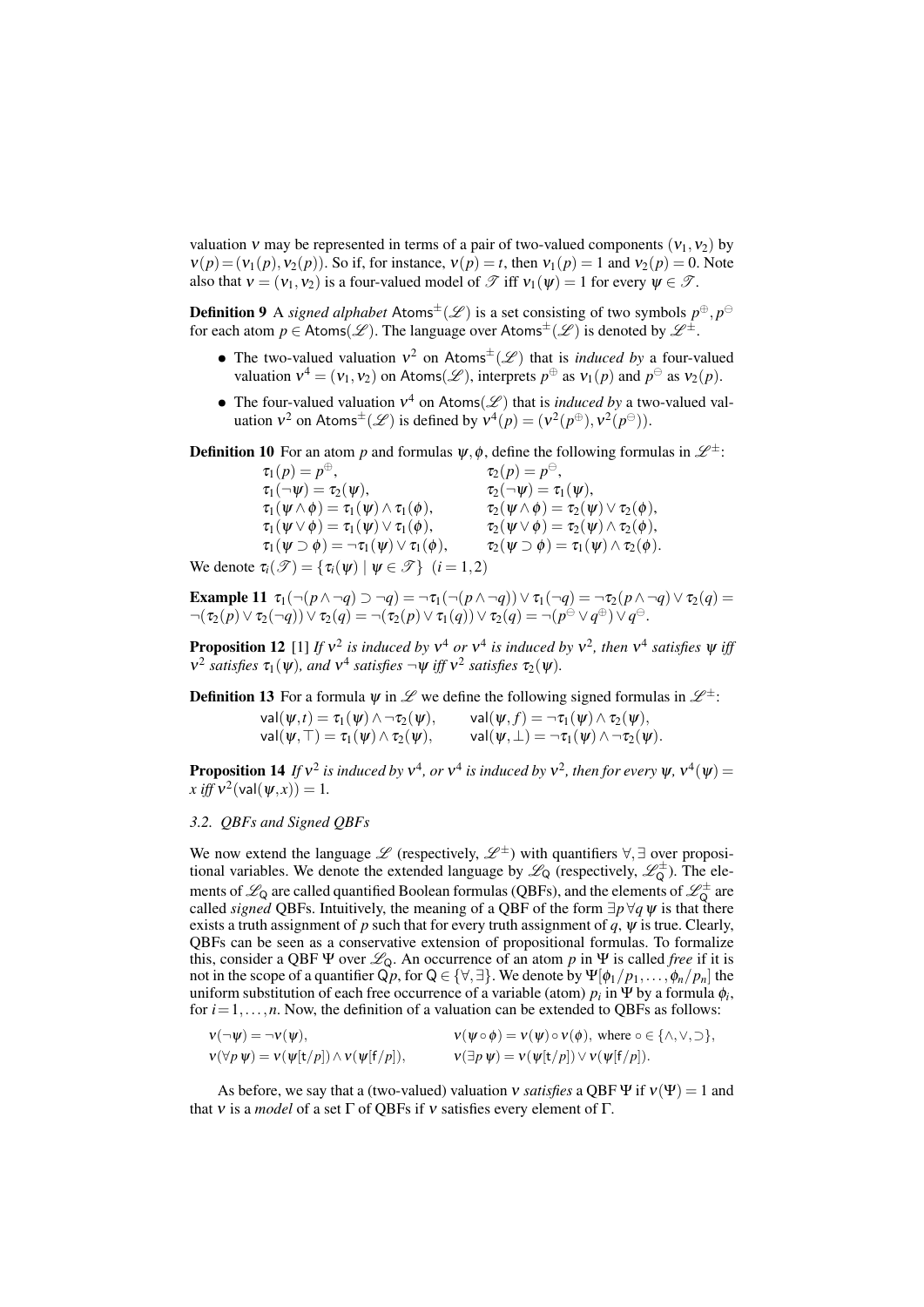valuation $\nu$ may be represented in terms of a pair of two-valued components $(\nu_1, \nu_2)$ by $\nu(p) = (\nu_1(p), \nu_2(p))$. So if, for instance, $\nu(p) = t$, then $\nu_1(p) = 1$ and $\nu_2(p) = 0$. Note also that $\nu = (\nu_1, \nu_2)$ is a four-valued model of $\mathscr{T}$ iff $\nu_1(\psi) = 1$ for every $\psi \in \mathscr{T}$.

**Definition 9** A *signed alphabet* $\mathsf{Atoms}^{\pm}(\mathscr{L})$ is a set consisting of two symbols $p^{\oplus}, p^{\ominus}$ for each atom $p \in \mathsf{Atoms}(\mathscr{L})$. The language over $\mathsf{Atoms}^{\pm}(\mathscr{L})$ is denoted by $\mathscr{L}^{\pm}$.

- The two-valued valuation $\nu^2$ on $\mathsf{Atoms}^{\pm}(\mathscr{L})$ that is *induced by* a four-valued valuation $\nu^4 = (\nu_1, \nu_2)$ on $\mathsf{Atoms}(\mathscr{L})$, interprets $p^{\oplus}$ as $\nu_1(p)$ and $p^{\ominus}$ as $\nu_2(p)$.
- The four-valued valuation $\nu^4$ on $\mathsf{Atoms}(\mathscr{L})$ that is *induced by* a two-valued valuation $\nu^2$ on $\mathsf{Atoms}^{\pm}(\mathscr{L})$ is defined by $\nu^4(p) = (\nu^2(p^{\oplus}), \nu^2(p^{\ominus}))$.

**Definition 10** For an atom $p$ and formulas $\psi, \phi$, define the following formulas in $\mathscr{L}^{\pm}$:

$$
\begin{array}{ll}
\tau_1(p) = p^{\oplus}, & \tau_2(p) = p^{\ominus}, \\
\tau_1(\neg\psi) = \tau_2(\psi), & \tau_2(\neg\psi) = \tau_1(\psi), \\
\tau_1(\psi \wedge \phi) = \tau_1(\psi) \wedge \tau_1(\phi), & \tau_2(\psi \wedge \phi) = \tau_2(\psi) \vee \tau_2(\phi), \\
\tau_1(\psi \vee \phi) = \tau_1(\psi) \vee \tau_1(\phi), & \tau_2(\psi \vee \phi) = \tau_2(\psi) \wedge \tau_2(\phi), \\
\tau_1(\psi \supset \phi) = \neg\tau_1(\psi) \vee \tau_1(\phi), & \tau_2(\psi \supset \phi) = \tau_1(\psi) \wedge \tau_2(\phi).
\end{array}
$$

We denote $\tau_i(\mathscr{T}) = \{\tau_i(\psi) \mid \psi \in \mathscr{T}\}$ $(i = 1, 2)$

**Example 11** $\tau_1(\neg(p \wedge \neg q) \supset \neg q) = \neg\tau_1(\neg(p \wedge \neg q)) \vee \tau_1(\neg q) = \neg\tau_2(p \wedge \neg q) \vee \tau_2(q) = \neg(\tau_2(p) \vee \tau_2(\neg q)) \vee \tau_2(q) = \neg(\tau_2(p) \vee \tau_1(q)) \vee \tau_2(q) = \neg(p^{\ominus} \vee q^{\oplus}) \vee q^{\ominus}$.

**Proposition 12** [1] *If $\nu^2$ is induced by $\nu^4$ or $\nu^4$ is induced by $\nu^2$, then $\nu^4$ satisfies $\psi$ iff $\nu^2$ satisfies $\tau_1(\psi)$, and $\nu^4$ satisfies $\neg\psi$ iff $\nu^2$ satisfies $\tau_2(\psi)$.*

**Definition 13** For a formula $\psi$ in $\mathscr{L}$ we define the following signed formulas in $\mathscr{L}^{\pm}$:

$$
\begin{array}{ll}
\mathsf{val}(\psi, t) = \tau_1(\psi) \wedge \neg\tau_2(\psi), & \mathsf{val}(\psi, f) = \neg\tau_1(\psi) \wedge \tau_2(\psi), \\
\mathsf{val}(\psi, \top) = \tau_1(\psi) \wedge \tau_2(\psi), & \mathsf{val}(\psi, \bot) = \neg\tau_1(\psi) \wedge \neg\tau_2(\psi).
\end{array}
$$

**Proposition 14** *If $\nu^2$ is induced by $\nu^4$, or $\nu^4$ is induced by $\nu^2$, then for every $\psi$, $\nu^4(\psi) = x$ iff $\nu^2(\mathsf{val}(\psi, x)) = 1$.*

### *3.2. QBFs and Signed QBFs*

We now extend the language $\mathscr{L}$ (respectively, $\mathscr{L}^{\pm}$) with quantifiers $\forall, \exists$ over propositional variables. We denote the extended language by $\mathscr{L}_{\mathsf{Q}}$ (respectively, $\mathscr{L}^{\pm}_{\mathsf{Q}}$). The elements of $\mathscr{L}_{\mathsf{Q}}$ are called quantified Boolean formulas (QBFs), and the elements of $\mathscr{L}^{\pm}_{\mathsf{Q}}$ are called *signed* QBFs. Intuitively, the meaning of a QBF of the form $\exists p \forall q\, \psi$ is that there exists a truth assignment of $p$ such that for every truth assignment of $q$, $\psi$ is true. Clearly, QBFs can be seen as a conservative extension of propositional formulas. To formalize this, consider a QBF $\Psi$ over $\mathscr{L}_{\mathsf{Q}}$. An occurrence of an atom $p$ in $\Psi$ is called *free* if it is not in the scope of a quantifier $\mathsf{Q}p$, for $\mathsf{Q} \in \{\forall, \exists\}$. We denote by $\Psi[\phi_1/p_1, \ldots, \phi_n/p_n]$ the uniform substitution of each free occurrence of a variable (atom) $p_i$ in $\Psi$ by a formula $\phi_i$, for $i = 1, \ldots, n$. Now, the definition of a valuation can be extended to QBFs as follows:

$$
\begin{array}{ll}
\nu(\neg\psi) = \neg\nu(\psi), & \nu(\psi \circ \phi) = \nu(\psi) \circ \nu(\phi), \text{ where } \circ \in \{\wedge, \vee, \supset\}, \\
\nu(\forall p\, \psi) = \nu(\psi[\mathsf{t}/p]) \wedge \nu(\psi[\mathsf{f}/p]), & \nu(\exists p\, \psi) = \nu(\psi[\mathsf{t}/p]) \vee \nu(\psi[\mathsf{f}/p]).
\end{array}
$$

As before, we say that a (two-valued) valuation $\nu$ *satisfies* a QBF $\Psi$ if $\nu(\Psi) = 1$ and that $\nu$ is a *model* of a set $\Gamma$ of QBFs if $\nu$ satisfies every element of $\Gamma$.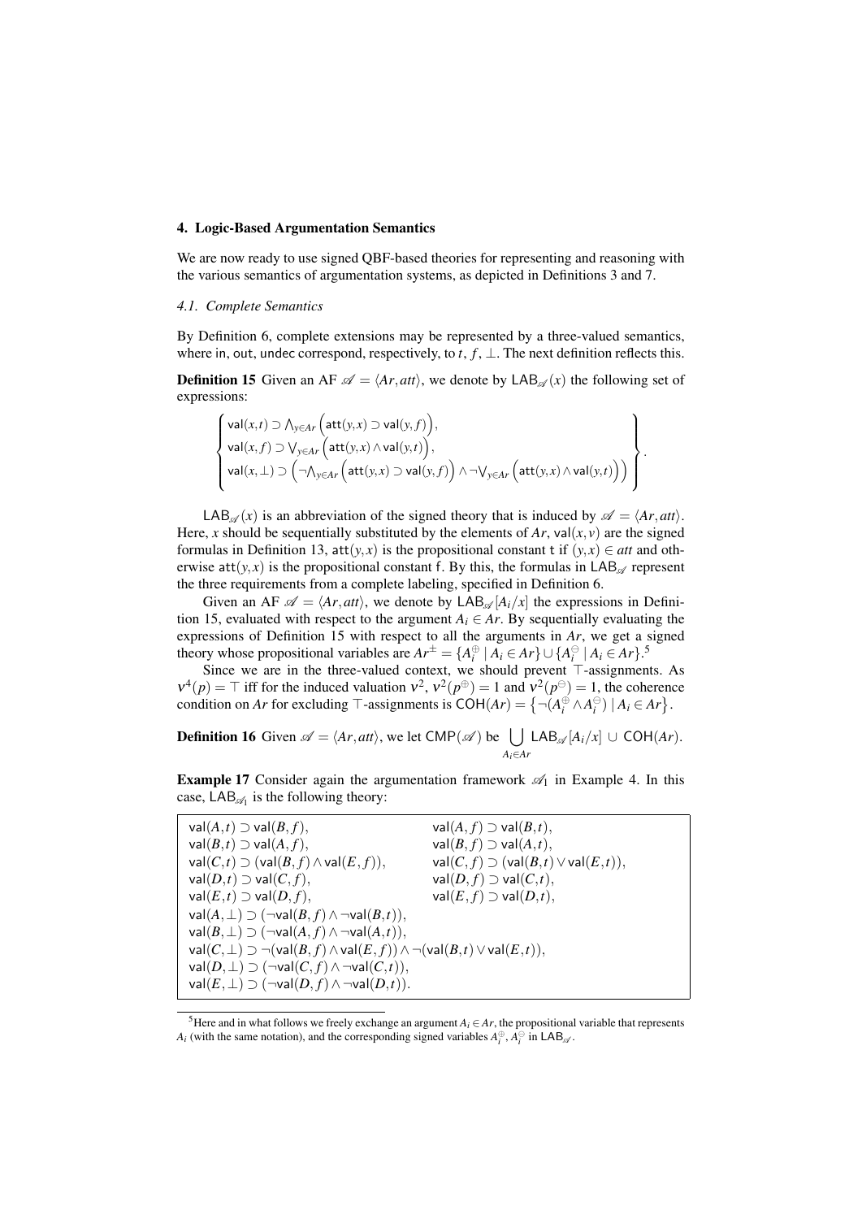## 4. Logic-Based Argumentation Semantics

We are now ready to use signed QBF-based theories for representing and reasoning with the various semantics of argumentation systems, as depicted in Definitions 3 and 7.

### 4.1. Complete Semantics

By Definition 6, complete extensions may be represented by a three-valued semantics, where in, out, undec correspond, respectively, to $t$, $f$, $\bot$. The next definition reflects this.

**Definition 15** Given an AF $\mathscr{A} = \langle Ar, att \rangle$, we denote by $\mathsf{LAB}_{\mathscr{A}}(x)$ the following set of expressions:

$$\left\{ \begin{array}{l} \mathsf{val}(x,t) \supset \bigwedge_{y \in Ar} \Big( \mathsf{att}(y,x) \supset \mathsf{val}(y,f) \Big), \\ \mathsf{val}(x,f) \supset \bigvee_{y \in Ar} \Big( \mathsf{att}(y,x) \wedge \mathsf{val}(y,t) \Big), \\ \mathsf{val}(x,\bot) \supset \Big( \neg \bigwedge_{y \in Ar} \Big( \mathsf{att}(y,x) \supset \mathsf{val}(y,f) \Big) \wedge \neg \bigvee_{y \in Ar} \Big( \mathsf{att}(y,x) \wedge \mathsf{val}(y,t) \Big) \Big) \end{array} \right\}.$$

$\mathsf{LAB}_{\mathscr{A}}(x)$ is an abbreviation of the signed theory that is induced by $\mathscr{A} = \langle Ar, att \rangle$. Here, $x$ should be sequentially substituted by the elements of $Ar$, $\mathsf{val}(x,v)$ are the signed formulas in Definition 13, $\mathsf{att}(y,x)$ is the propositional constant t if $(y,x) \in att$ and otherwise $\mathsf{att}(y,x)$ is the propositional constant f. By this, the formulas in $\mathsf{LAB}_{\mathscr{A}}$ represent the three requirements from a complete labeling, specified in Definition 6.

Given an AF $\mathscr{A} = \langle Ar, att \rangle$, we denote by $\mathsf{LAB}_{\mathscr{A}}[A_i/x]$ the expressions in Definition 15, evaluated with respect to the argument $A_i \in Ar$. By sequentially evaluating the expressions of Definition 15 with respect to all the arguments in $Ar$, we get a signed theory whose propositional variables are $Ar^{\pm} = \{A_i^{\oplus} \mid A_i \in Ar\} \cup \{A_i^{\ominus} \mid A_i \in Ar\}$.[5]

Since we are in the three-valued context, we should prevent $\top$-assignments. As $\nu^4(p) = \top$ iff for the induced valuation $\nu^2$, $\nu^2(p^{\oplus}) = 1$ and $\nu^2(p^{\ominus}) = 1$, the coherence condition on $Ar$ for excluding $\top$-assignments is $\mathsf{COH}(Ar) = \{\neg(A_i^{\oplus} \wedge A_i^{\ominus}) \mid A_i \in Ar\}$.

**Definition 16** Given $\mathscr{A} = \langle Ar, att \rangle$, we let $\mathsf{CMP}(\mathscr{A})$ be $\bigcup_{A_i \in Ar} \mathsf{LAB}_{\mathscr{A}}[A_i/x] \,\cup\, \mathsf{COH}(Ar)$.

**Example 17** Consider again the argumentation framework $\mathscr{A}_1$ in Example 4. In this case, $\mathsf{LAB}_{\mathscr{A}_1}$ is the following theory:

$\mathsf{val}(A,t) \supset \mathsf{val}(B,f)$, $\quad$ $\mathsf{val}(A,f) \supset \mathsf{val}(B,t)$,
$\mathsf{val}(B,t) \supset \mathsf{val}(A,f)$, $\quad$ $\mathsf{val}(B,f) \supset \mathsf{val}(A,t)$,
$\mathsf{val}(C,t) \supset (\mathsf{val}(B,f) \wedge \mathsf{val}(E,f))$, $\quad$ $\mathsf{val}(C,f) \supset (\mathsf{val}(B,t) \vee \mathsf{val}(E,t))$,
$\mathsf{val}(D,t) \supset \mathsf{val}(C,f)$, $\quad$ $\mathsf{val}(D,f) \supset \mathsf{val}(C,t)$,
$\mathsf{val}(E,t) \supset \mathsf{val}(D,f)$, $\quad$ $\mathsf{val}(E,f) \supset \mathsf{val}(D,t)$,
$\mathsf{val}(A,\bot) \supset (\neg\mathsf{val}(B,f) \wedge \neg\mathsf{val}(B,t))$,
$\mathsf{val}(B,\bot) \supset (\neg\mathsf{val}(A,f) \wedge \neg\mathsf{val}(A,t))$,
$\mathsf{val}(C,\bot) \supset \neg(\mathsf{val}(B,f) \wedge \mathsf{val}(E,f)) \wedge \neg(\mathsf{val}(B,t) \vee \mathsf{val}(E,t))$,
$\mathsf{val}(D,\bot) \supset (\neg\mathsf{val}(C,f) \wedge \neg\mathsf{val}(C,t))$,
$\mathsf{val}(E,\bot) \supset (\neg\mathsf{val}(D,f) \wedge \neg\mathsf{val}(D,t))$.

---

[5] Here and in what follows we freely exchange an argument $A_i \in Ar$, the propositional variable that represents $A_i$ (with the same notation), and the corresponding signed variables $A_i^{\oplus}, A_i^{\ominus}$ in $\mathsf{LAB}_{\mathscr{A}}$.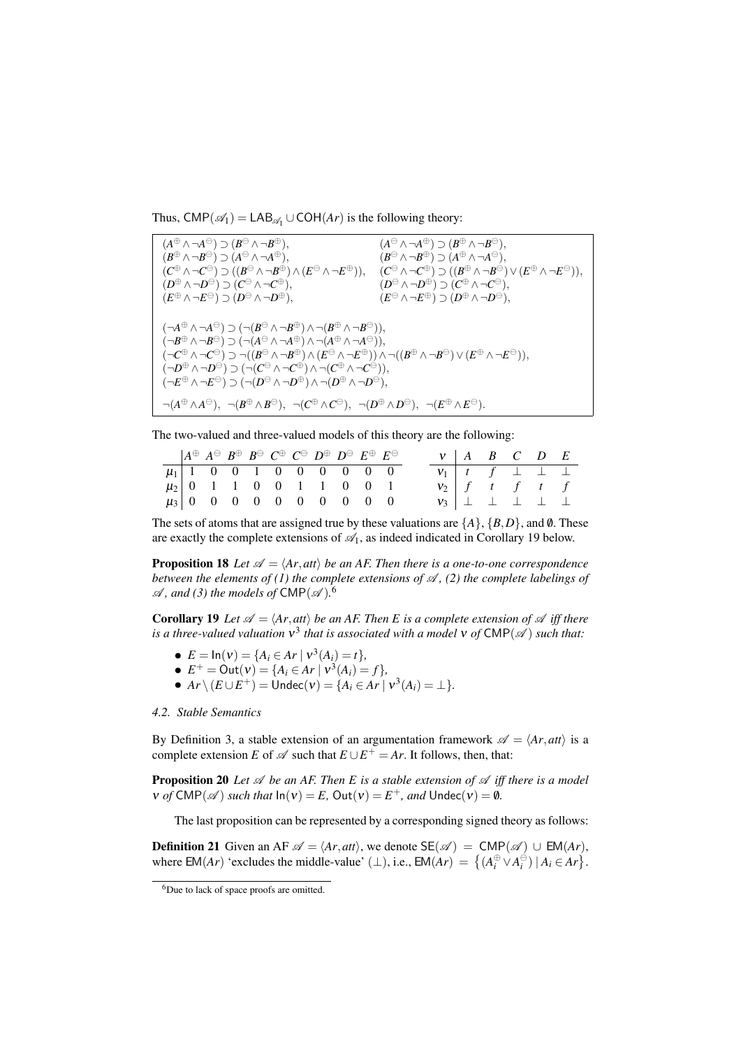Thus, $\mathsf{CMP}(\mathscr{A}_1) = \mathsf{LAB}_{\mathscr{A}_1} \cup \mathsf{COH}(Ar)$ is the following theory:

$$
\begin{array}{ll}
(A^{\oplus} \wedge \neg A^{\ominus}) \supset (B^{\ominus} \wedge \neg B^{\oplus}), & (A^{\ominus} \wedge \neg A^{\oplus}) \supset (B^{\oplus} \wedge \neg B^{\ominus}), \\
(B^{\oplus} \wedge \neg B^{\ominus}) \supset (A^{\ominus} \wedge \neg A^{\oplus}), & (B^{\ominus} \wedge \neg B^{\oplus}) \supset (A^{\oplus} \wedge \neg A^{\ominus}), \\
(C^{\oplus} \wedge \neg C^{\ominus}) \supset ((B^{\ominus} \wedge \neg B^{\oplus}) \wedge (E^{\ominus} \wedge \neg E^{\oplus})), & (C^{\ominus} \wedge \neg C^{\oplus}) \supset ((B^{\oplus} \wedge \neg B^{\ominus}) \vee (E^{\oplus} \wedge \neg E^{\ominus})), \\
(D^{\oplus} \wedge \neg D^{\ominus}) \supset (C^{\ominus} \wedge \neg C^{\oplus}), & (D^{\ominus} \wedge \neg D^{\oplus}) \supset (C^{\oplus} \wedge \neg C^{\ominus}), \\
(E^{\oplus} \wedge \neg E^{\ominus}) \supset (D^{\ominus} \wedge \neg D^{\oplus}), & (E^{\ominus} \wedge \neg E^{\oplus}) \supset (D^{\oplus} \wedge \neg D^{\ominus}),
\end{array}
$$

$$
\begin{array}{l}
(\neg A^{\oplus} \wedge \neg A^{\ominus}) \supset (\neg(B^{\ominus} \wedge \neg B^{\oplus}) \wedge \neg(B^{\oplus} \wedge \neg B^{\ominus})), \\
(\neg B^{\oplus} \wedge \neg B^{\ominus}) \supset (\neg(A^{\ominus} \wedge \neg A^{\oplus}) \wedge \neg(A^{\oplus} \wedge \neg A^{\ominus})), \\
(\neg C^{\oplus} \wedge \neg C^{\ominus}) \supset \neg((B^{\ominus} \wedge \neg B^{\oplus}) \wedge (E^{\ominus} \wedge \neg E^{\oplus})) \wedge \neg((B^{\oplus} \wedge \neg B^{\ominus}) \vee (E^{\oplus} \wedge \neg E^{\ominus})), \\
(\neg D^{\oplus} \wedge \neg D^{\ominus}) \supset (\neg(C^{\ominus} \wedge \neg C^{\oplus}) \wedge \neg(C^{\oplus} \wedge \neg C^{\ominus})), \\
(\neg E^{\oplus} \wedge \neg E^{\ominus}) \supset (\neg(D^{\ominus} \wedge \neg D^{\oplus}) \wedge \neg(D^{\oplus} \wedge \neg D^{\ominus})),
\end{array}
$$

$$
\neg(A^{\oplus} \wedge A^{\ominus}), \;\; \neg(B^{\oplus} \wedge B^{\ominus}), \;\; \neg(C^{\oplus} \wedge C^{\ominus}), \;\; \neg(D^{\oplus} \wedge D^{\ominus}), \;\; \neg(E^{\oplus} \wedge E^{\ominus}).
$$

The two-valued and three-valued models of this theory are the following:

| | $A^{\oplus}$ | $A^{\ominus}$ | $B^{\oplus}$ | $B^{\ominus}$ | $C^{\oplus}$ | $C^{\ominus}$ | $D^{\oplus}$ | $D^{\ominus}$ | $E^{\oplus}$ | $E^{\ominus}$ |
|---|---|---|---|---|---|---|---|---|---|---|
| $\mu_1$ | 1 | 0 | 0 | 1 | 0 | 0 | 0 | 0 | 0 | 0 |
| $\mu_2$ | 0 | 1 | 1 | 0 | 0 | 1 | 1 | 0 | 0 | 1 |
| $\mu_3$ | 0 | 0 | 0 | 0 | 0 | 0 | 0 | 0 | 0 | 0 |

| $\nu$ | $A$ | $B$ | $C$ | $D$ | $E$ |
|---|---|---|---|---|---|
| $\nu_1$ | $t$ | $f$ | $\bot$ | $\bot$ | $\bot$ |
| $\nu_2$ | $f$ | $t$ | $f$ | $t$ | $f$ |
| $\nu_3$ | $\bot$ | $\bot$ | $\bot$ | $\bot$ | $\bot$ |

The sets of atoms that are assigned true by these valuations are $\{A\}$, $\{B,D\}$, and $\emptyset$. These are exactly the complete extensions of $\mathscr{A}_1$, as indeed indicated in Corollary 19 below.

**Proposition 18** *Let $\mathscr{A} = \langle Ar, att \rangle$ be an AF. Then there is a one-to-one correspondence between the elements of (1) the complete extensions of $\mathscr{A}$, (2) the complete labelings of $\mathscr{A}$, and (3) the models of $\mathsf{CMP}(\mathscr{A})$.*[6]

**Corollary 19** *Let $\mathscr{A} = \langle Ar, att \rangle$ be an AF. Then $E$ is a complete extension of $\mathscr{A}$ iff there is a three-valued valuation $\nu^3$ that is associated with a model $\nu$ of $\mathsf{CMP}(\mathscr{A})$ such that:*

- $E = \mathsf{In}(\nu) = \{A_i \in Ar \mid \nu^3(A_i) = t\}$,
- $E^+ = \mathsf{Out}(\nu) = \{A_i \in Ar \mid \nu^3(A_i) = f\}$,
- $Ar \setminus (E \cup E^+) = \mathsf{Undec}(\nu) = \{A_i \in Ar \mid \nu^3(A_i) = \bot\}$.

### 4.2. Stable Semantics

By Definition 3, a stable extension of an argumentation framework $\mathscr{A} = \langle Ar, att \rangle$ is a complete extension $E$ of $\mathscr{A}$ such that $E \cup E^+ = Ar$. It follows, then, that:

**Proposition 20** *Let $\mathscr{A}$ be an AF. Then $E$ is a stable extension of $\mathscr{A}$ iff there is a model $\nu$ of $\mathsf{CMP}(\mathscr{A})$ such that $\mathsf{In}(\nu) = E$, $\mathsf{Out}(\nu) = E^+$, and $\mathsf{Undec}(\nu) = \emptyset$.*

The last proposition can be represented by a corresponding signed theory as follows:

**Definition 21** Given an AF $\mathscr{A} = \langle Ar, att \rangle$, we denote $\mathsf{SE}(\mathscr{A}) = \mathsf{CMP}(\mathscr{A}) \cup \mathsf{EM}(Ar)$, where $\mathsf{EM}(Ar)$ 'excludes the middle-value' ($\bot$), i.e., $\mathsf{EM}(Ar) = \{(A_i^{\oplus} \vee A_i^{\ominus}) \mid A_i \in Ar\}$.

[6] Due to lack of space proofs are omitted.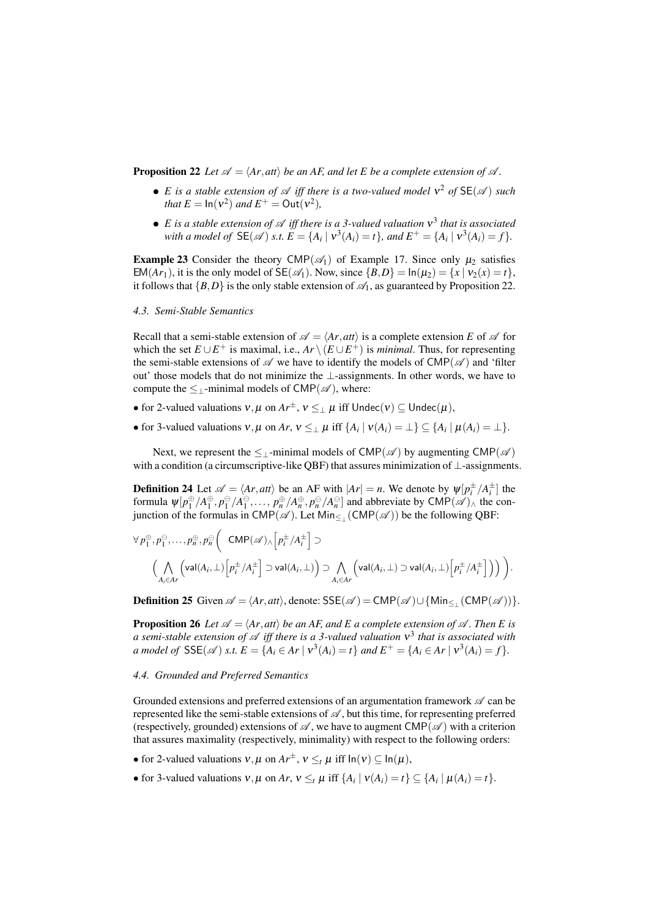**Proposition 22** *Let $\mathscr{A} = \langle Ar, att\rangle$ be an AF, and let $E$ be a complete extension of $\mathscr{A}$.*

- *$E$ is a stable extension of $\mathscr{A}$ iff there is a two-valued model $\nu^2$ of $\mathsf{SE}(\mathscr{A})$ such that $E = \mathsf{In}(\nu^2)$ and $E^+ = \mathsf{Out}(\nu^2)$,*
- *$E$ is a stable extension of $\mathscr{A}$ iff there is a 3-valued valuation $\nu^3$ that is associated with a model of $\mathsf{SE}(\mathscr{A})$ s.t. $E = \{A_i \mid \nu^3(A_i) = t\}$, and $E^+ = \{A_i \mid \nu^3(A_i) = f\}$.*

**Example 23** Consider the theory $\mathsf{CMP}(\mathscr{A}_1)$ of Example 17. Since only $\mu_2$ satisfies $\mathsf{EM}(Ar_1)$, it is the only model of $\mathsf{SE}(\mathscr{A}_1)$. Now, since $\{B,D\} = \mathsf{In}(\mu_2) = \{x \mid \nu_2(x) = t\}$, it follows that $\{B,D\}$ is the only stable extension of $\mathscr{A}_1$, as guaranteed by Proposition 22.

### 4.3. Semi-Stable Semantics

Recall that a semi-stable extension of $\mathscr{A} = \langle Ar, att\rangle$ is a complete extension $E$ of $\mathscr{A}$ for which the set $E \cup E^+$ is maximal, i.e., $Ar \setminus (E \cup E^+)$ is *minimal*. Thus, for representing the semi-stable extensions of $\mathscr{A}$ we have to identify the models of $\mathsf{CMP}(\mathscr{A})$ and 'filter out' those models that do not minimize the $\perp$-assignments. In other words, we have to compute the $\leq_\perp$-minimal models of $\mathsf{CMP}(\mathscr{A})$, where:

- for 2-valued valuations $\nu, \mu$ on $Ar^\pm$, $\nu \leq_\perp \mu$ iff $\mathsf{Undec}(\nu) \subseteq \mathsf{Undec}(\mu)$,
- for 3-valued valuations $\nu, \mu$ on $Ar$, $\nu \leq_\perp \mu$ iff $\{A_i \mid \nu(A_i) = \perp\} \subseteq \{A_i \mid \mu(A_i) = \perp\}$.

Next, we represent the $\leq_\perp$-minimal models of $\mathsf{CMP}(\mathscr{A})$ by augmenting $\mathsf{CMP}(\mathscr{A})$ with a condition (a circumscriptive-like QBF) that assures minimization of $\perp$-assignments.

**Definition 24** Let $\mathscr{A} = \langle Ar, att\rangle$ be an AF with $|Ar| = n$. We denote by $\psi[p_i^\pm/A_i^\pm]$ the formula $\psi[p_1^\oplus/A_1^\oplus, p_1^\ominus/A_1^\ominus, \ldots, p_n^\oplus/A_n^\oplus, p_n^\ominus/A_n^\ominus]$ and abbreviate by $\mathsf{CMP}(\mathscr{A})_\wedge$ the conjunction of the formulas in $\mathsf{CMP}(\mathscr{A})$. Let $\mathsf{Min}_{\leq_\perp}(\mathsf{CMP}(\mathscr{A}))$ be the following QBF:

$$\forall p_1^\oplus, p_1^\ominus, \ldots, p_n^\oplus, p_n^\ominus \Big( \;\; \mathsf{CMP}(\mathscr{A})_\wedge\Big[p_i^\pm/A_i^\pm\Big] \supset$$
$$\Big( \bigwedge_{A_i \in Ar} \Big(\mathsf{val}(A_i, \perp)\Big[p_i^\pm/A_i^\pm\Big] \supset \mathsf{val}(A_i, \perp)\Big) \supset \bigwedge_{A_i \in Ar} \Big(\mathsf{val}(A_i, \perp) \supset \mathsf{val}(A_i, \perp)\Big[p_i^\pm/A_i^\pm\Big]\Big)\Big)\Big).$$

**Definition 25** Given $\mathscr{A} = \langle Ar, att\rangle$, denote: $\mathsf{SSE}(\mathscr{A}) = \mathsf{CMP}(\mathscr{A}) \cup \{\mathsf{Min}_{\leq_\perp}(\mathsf{CMP}(\mathscr{A}))\}$.

**Proposition 26** *Let $\mathscr{A} = \langle Ar, att\rangle$ be an AF, and $E$ a complete extension of $\mathscr{A}$. Then $E$ is a semi-stable extension of $\mathscr{A}$ iff there is a 3-valued valuation $\nu^3$ that is associated with a model of $\mathsf{SSE}(\mathscr{A})$ s.t. $E = \{A_i \in Ar \mid \nu^3(A_i) = t\}$ and $E^+ = \{A_i \in Ar \mid \nu^3(A_i) = f\}$.*

### 4.4. Grounded and Preferred Semantics

Grounded extensions and preferred extensions of an argumentation framework $\mathscr{A}$ can be represented like the semi-stable extensions of $\mathscr{A}$, but this time, for representing preferred (respectively, grounded) extensions of $\mathscr{A}$, we have to augment $\mathsf{CMP}(\mathscr{A})$ with a criterion that assures maximality (respectively, minimality) with respect to the following orders:

- for 2-valued valuations $\nu, \mu$ on $Ar^\pm$, $\nu \leq_t \mu$ iff $\mathsf{In}(\nu) \subseteq \mathsf{In}(\mu)$,
- for 3-valued valuations $\nu, \mu$ on $Ar$, $\nu \leq_t \mu$ iff $\{A_i \mid \nu(A_i) = t\} \subseteq \{A_i \mid \mu(A_i) = t\}$.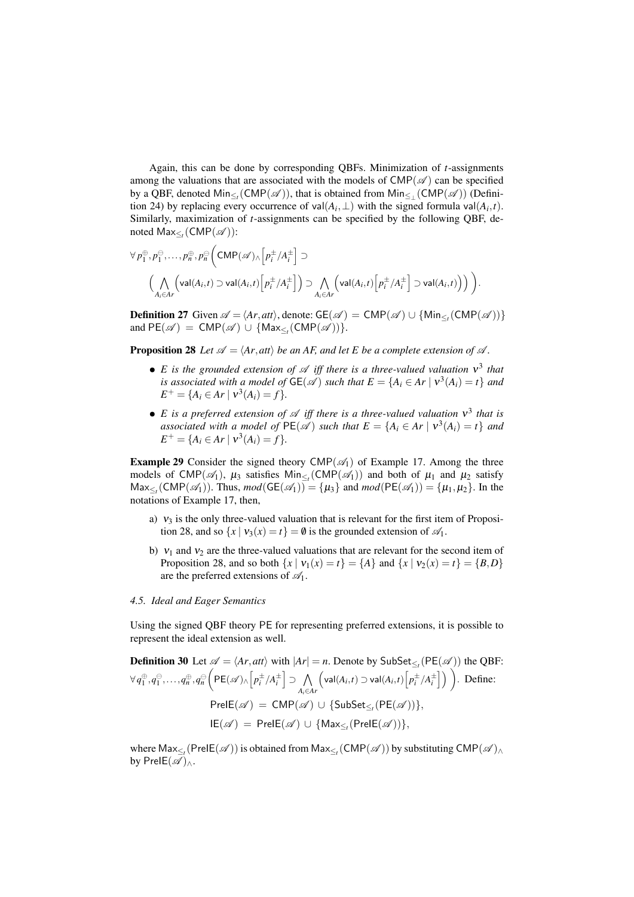Again, this can be done by corresponding QBFs. Minimization of $t$-assignments among the valuations that are associated with the models of $\mathsf{CMP}(\mathscr{A})$ can be specified by a QBF, denoted $\mathsf{Min}_{\leq_t}(\mathsf{CMP}(\mathscr{A}))$, that is obtained from $\mathsf{Min}_{\leq_\perp}(\mathsf{CMP}(\mathscr{A}))$ (Definition 24) by replacing every occurrence of $\mathsf{val}(A_i,\perp)$ with the signed formula $\mathsf{val}(A_i,t)$. Similarly, maximization of $t$-assignments can be specified by the following QBF, denoted $\mathsf{Max}_{\leq_t}(\mathsf{CMP}(\mathscr{A}))$:

$$\forall\, p_1^{\oplus}, p_1^{\ominus}, \ldots, p_n^{\oplus}, p_n^{\ominus} \bigg( \mathsf{CMP}(\mathscr{A})_\wedge\Big[p_i^{\pm}/A_i^{\pm}\Big] \supset$$
$$\Big( \bigwedge_{A_i \in Ar} \Big(\mathsf{val}(A_i,t) \supset \mathsf{val}(A_i,t)\Big[p_i^{\pm}/A_i^{\pm}\Big]\Big) \supset \bigwedge_{A_i \in Ar} \Big(\mathsf{val}(A_i,t)\Big[p_i^{\pm}/A_i^{\pm}\Big] \supset \mathsf{val}(A_i,t)\Big)\Big) \bigg).$$

**Definition 27** Given $\mathscr{A} = \langle Ar, att \rangle$, denote: $\mathsf{GE}(\mathscr{A}) = \mathsf{CMP}(\mathscr{A}) \cup \{\mathsf{Min}_{\leq_t}(\mathsf{CMP}(\mathscr{A}))\}$ and $\mathsf{PE}(\mathscr{A}) = \mathsf{CMP}(\mathscr{A}) \cup \{\mathsf{Max}_{\leq_t}(\mathsf{CMP}(\mathscr{A}))\}$.

**Proposition 28** *Let $\mathscr{A} = \langle Ar, att \rangle$ be an AF, and let $E$ be a complete extension of $\mathscr{A}$.*

- *$E$ is the grounded extension of $\mathscr{A}$ iff there is a three-valued valuation $\nu^3$ that is associated with a model of $\mathsf{GE}(\mathscr{A})$ such that $E = \{A_i \in Ar \mid \nu^3(A_i) = t\}$ and $E^+ = \{A_i \in Ar \mid \nu^3(A_i) = f\}$.*
- *$E$ is a preferred extension of $\mathscr{A}$ iff there is a three-valued valuation $\nu^3$ that is associated with a model of $\mathsf{PE}(\mathscr{A})$ such that $E = \{A_i \in Ar \mid \nu^3(A_i) = t\}$ and $E^+ = \{A_i \in Ar \mid \nu^3(A_i) = f\}$.*

**Example 29** Consider the signed theory $\mathsf{CMP}(\mathscr{A}_1)$ of Example 17. Among the three models of $\mathsf{CMP}(\mathscr{A}_1)$, $\mu_3$ satisfies $\mathsf{Min}_{\leq_t}(\mathsf{CMP}(\mathscr{A}_1))$ and both of $\mu_1$ and $\mu_2$ satisfy $\mathsf{Max}_{\leq_t}(\mathsf{CMP}(\mathscr{A}_1))$. Thus, $mod(\mathsf{GE}(\mathscr{A}_1)) = \{\mu_3\}$ and $mod(\mathsf{PE}(\mathscr{A}_1)) = \{\mu_1, \mu_2\}$. In the notations of Example 17, then,

a) $\nu_3$ is the only three-valued valuation that is relevant for the first item of Proposition 28, and so $\{x \mid \nu_3(x) = t\} = \emptyset$ is the grounded extension of $\mathscr{A}_1$.

b) $\nu_1$ and $\nu_2$ are the three-valued valuations that are relevant for the second item of Proposition 28, and so both $\{x \mid \nu_1(x) = t\} = \{A\}$ and $\{x \mid \nu_2(x) = t\} = \{B, D\}$ are the preferred extensions of $\mathscr{A}_1$.

### 4.5. Ideal and Eager Semantics

Using the signed QBF theory $\mathsf{PE}$ for representing preferred extensions, it is possible to represent the ideal extension as well.

**Definition 30** Let $\mathscr{A} = \langle Ar, att \rangle$ with $|Ar| = n$. Denote by $\mathsf{SubSet}_{\leq_t}(\mathsf{PE}(\mathscr{A}))$ the QBF: $\forall\, q_1^{\oplus}, q_1^{\ominus}, \ldots, q_n^{\oplus}, q_n^{\ominus} \bigg( \mathsf{PE}(\mathscr{A})_\wedge\Big[p_i^{\pm}/A_i^{\pm}\Big] \supset \bigwedge_{A_i \in Ar} \Big(\mathsf{val}(A_i,t) \supset \mathsf{val}(A_i,t)\Big[p_i^{\pm}/A_i^{\pm}\Big]\Big) \bigg)$. Define:

$$\mathsf{PreIE}(\mathscr{A}) = \mathsf{CMP}(\mathscr{A}) \cup \{\mathsf{SubSet}_{\leq_t}(\mathsf{PE}(\mathscr{A}))\},$$
$$\mathsf{IE}(\mathscr{A}) = \mathsf{PreIE}(\mathscr{A}) \cup \{\mathsf{Max}_{\leq_t}(\mathsf{PreIE}(\mathscr{A}))\},$$

where $\mathsf{Max}_{\leq_t}(\mathsf{PreIE}(\mathscr{A}))$ is obtained from $\mathsf{Max}_{\leq_t}(\mathsf{CMP}(\mathscr{A}))$ by substituting $\mathsf{CMP}(\mathscr{A})_\wedge$ by $\mathsf{PreIE}(\mathscr{A})_\wedge$.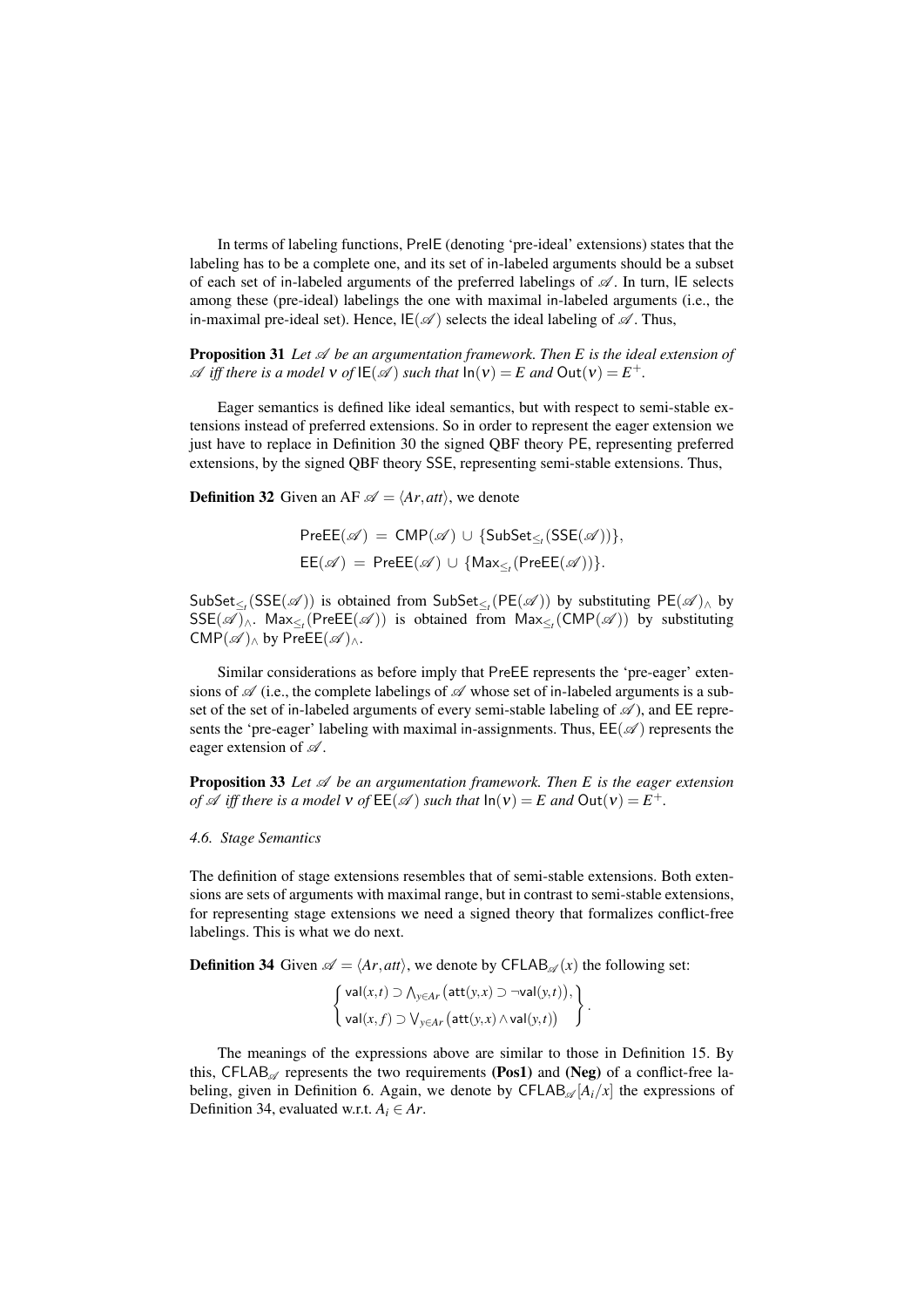In terms of labeling functions, PreIE (denoting 'pre-ideal' extensions) states that the labeling has to be a complete one, and its set of in-labeled arguments should be a subset of each set of in-labeled arguments of the preferred labelings of $\mathscr{A}$. In turn, IE selects among these (pre-ideal) labelings the one with maximal in-labeled arguments (i.e., the in-maximal pre-ideal set). Hence, $\mathsf{IE}(\mathscr{A})$ selects the ideal labeling of $\mathscr{A}$. Thus,

**Proposition 31** *Let $\mathscr{A}$ be an argumentation framework. Then $E$ is the ideal extension of $\mathscr{A}$ iff there is a model $\nu$ of $\mathsf{IE}(\mathscr{A})$ such that $\mathsf{In}(\nu) = E$ and $\mathsf{Out}(\nu) = E^+$.*

Eager semantics is defined like ideal semantics, but with respect to semi-stable extensions instead of preferred extensions. So in order to represent the eager extension we just have to replace in Definition 30 the signed QBF theory PE, representing preferred extensions, by the signed QBF theory SSE, representing semi-stable extensions. Thus,

**Definition 32** Given an AF $\mathscr{A} = \langle Ar, att \rangle$, we denote

$$\mathsf{PreEE}(\mathscr{A}) \;=\; \mathsf{CMP}(\mathscr{A}) \,\cup\, \{\mathsf{SubSet}_{\leq_t}(\mathsf{SSE}(\mathscr{A}))\},$$
$$\mathsf{EE}(\mathscr{A}) \;=\; \mathsf{PreEE}(\mathscr{A}) \,\cup\, \{\mathsf{Max}_{\leq_t}(\mathsf{PreEE}(\mathscr{A}))\}.$$

$\mathsf{SubSet}_{\leq_t}(\mathsf{SSE}(\mathscr{A}))$ is obtained from $\mathsf{SubSet}_{\leq_t}(\mathsf{PE}(\mathscr{A}))$ by substituting $\mathsf{PE}(\mathscr{A})_\wedge$ by $\mathsf{SSE}(\mathscr{A})_\wedge$. $\mathsf{Max}_{\leq_t}(\mathsf{PreEE}(\mathscr{A}))$ is obtained from $\mathsf{Max}_{\leq_t}(\mathsf{CMP}(\mathscr{A}))$ by substituting $\mathsf{CMP}(\mathscr{A})_\wedge$ by $\mathsf{PreEE}(\mathscr{A})_\wedge$.

Similar considerations as before imply that PreEE represents the 'pre-eager' extensions of $\mathscr{A}$ (i.e., the complete labelings of $\mathscr{A}$ whose set of in-labeled arguments is a subset of the set of in-labeled arguments of every semi-stable labeling of $\mathscr{A}$), and EE represents the 'pre-eager' labeling with maximal in-assignments. Thus, $\mathsf{EE}(\mathscr{A})$ represents the eager extension of $\mathscr{A}$.

**Proposition 33** *Let $\mathscr{A}$ be an argumentation framework. Then $E$ is the eager extension of $\mathscr{A}$ iff there is a model $\nu$ of $\mathsf{EE}(\mathscr{A})$ such that $\mathsf{In}(\nu) = E$ and $\mathsf{Out}(\nu) = E^+$.*

### *4.6. Stage Semantics*

The definition of stage extensions resembles that of semi-stable extensions. Both extensions are sets of arguments with maximal range, but in contrast to semi-stable extensions, for representing stage extensions we need a signed theory that formalizes conflict-free labelings. This is what we do next.

**Definition 34** Given $\mathscr{A} = \langle Ar, att \rangle$, we denote by $\mathsf{CFLAB}_{\mathscr{A}}(x)$ the following set:

$$\left\{ \begin{array}{l} \mathsf{val}(x,t) \supset \bigwedge_{y \in Ar} \big(\mathsf{att}(y,x) \supset \neg \mathsf{val}(y,t)\big), \\ \mathsf{val}(x,f) \supset \bigvee_{y \in Ar} \big(\mathsf{att}(y,x) \wedge \mathsf{val}(y,t)\big) \end{array} \right\}.$$

The meanings of the expressions above are similar to those in Definition 15. By this, $\mathsf{CFLAB}_{\mathscr{A}}$ represents the two requirements **(Pos1)** and **(Neg)** of a conflict-free labeling, given in Definition 6. Again, we denote by $\mathsf{CFLAB}_{\mathscr{A}}[A_i/x]$ the expressions of Definition 34, evaluated w.r.t. $A_i \in Ar$.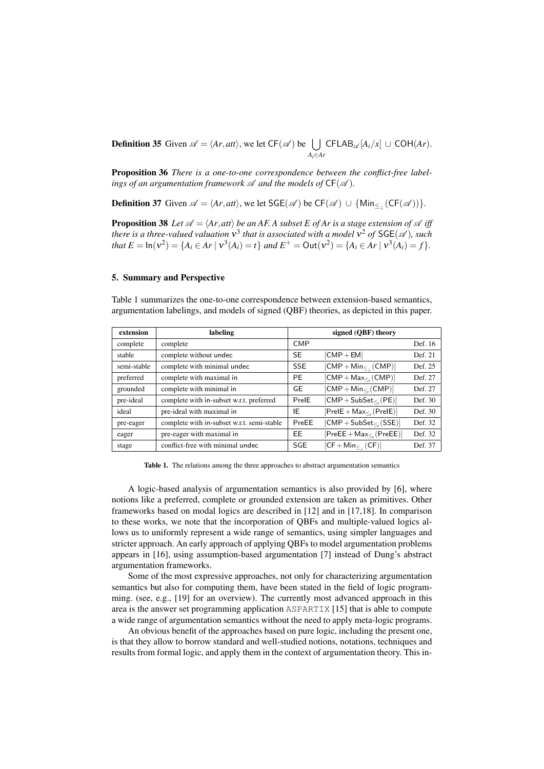**Definition 35** Given $\mathscr{A} = \langle Ar, att \rangle$, we let $\mathsf{CF}(\mathscr{A})$ be $\bigcup_{A_i \in Ar} \mathsf{CFLAB}_{\mathscr{A}}[A_i/x] \cup \mathsf{COH}(Ar)$.

**Proposition 36** *There is a one-to-one correspondence between the conflict-free labelings of an argumentation framework* $\mathscr{A}$ *and the models of* $\mathsf{CF}(\mathscr{A})$*.*

**Definition 37** Given $\mathscr{A} = \langle Ar, att \rangle$, we let $\mathsf{SGE}(\mathscr{A})$ be $\mathsf{CF}(\mathscr{A}) \cup \{\mathsf{Min}_{\leq_\perp}(\mathsf{CF}(\mathscr{A}))\}$.

**Proposition 38** *Let* $\mathscr{A} = \langle Ar, att \rangle$ *be an AF. A subset E of Ar is a stage extension of* $\mathscr{A}$ *iff there is a three-valued valuation* $\nu^3$ *that is associated with a model* $\nu^2$ *of* $\mathsf{SGE}(\mathscr{A})$*, such that* $E = \mathsf{In}(\nu^2) = \{A_i \in Ar \mid \nu^3(A_i) = t\}$ *and* $E^+ = \mathsf{Out}(\nu^2) = \{A_i \in Ar \mid \nu^3(A_i) = f\}$*.*

## 5. Summary and Perspective

Table 1 summarizes the one-to-one correspondence between extension-based semantics, argumentation labelings, and models of signed (QBF) theories, as depicted in this paper.

| extension | labeling | signed (QBF) theory | | |
|---|---|---|---|---|
| complete | complete | CMP | | Def. 16 |
| stable | complete without undec | SE | $[\mathsf{CMP} + \mathsf{EM}]$ | Def. 21 |
| semi-stable | complete with minimal undec | SSE | $[\mathsf{CMP} + \mathsf{Min}_{\leq_\perp}(\mathsf{CMP})]$ | Def. 25 |
| preferred | complete with maximal in | PE | $[\mathsf{CMP} + \mathsf{Max}_{\leq_t}(\mathsf{CMP})]$ | Def. 27 |
| grounded | complete with minimal in | GE | $[\mathsf{CMP} + \mathsf{Min}_{\leq_t}(\mathsf{CMP})]$ | Def. 27 |
| pre-ideal | complete with in-subset w.r.t. preferred | PreIE | $[\mathsf{CMP} + \mathsf{SubSet}_{\leq_t}(\mathsf{PE})]$ | Def. 30 |
| ideal | pre-ideal with maximal in | IE | $[\mathsf{PreIE} + \mathsf{Max}_{\leq_t}(\mathsf{PreIE})]$ | Def. 30 |
| pre-eager | complete with in-subset w.r.t. semi-stable | PreEE | $[\mathsf{CMP} + \mathsf{SubSet}_{\leq_t}(\mathsf{SSE})]$ | Def. 32 |
| eager | pre-eager with maximal in | EE | $[\mathsf{PreEE} + \mathsf{Max}_{\leq_t}(\mathsf{PreEE})]$ | Def. 32 |
| stage | conflict-free with minimal undec | SGE | $[\mathsf{CF} + \mathsf{Min}_{\leq_\perp}(\mathsf{CF})]$ | Def. 37 |

**Table 1.** The relations among the three approaches to abstract argumentation semantics

A logic-based analysis of argumentation semantics is also provided by [6], where notions like a preferred, complete or grounded extension are taken as primitives. Other frameworks based on modal logics are described in [12] and in [17,18]. In comparison to these works, we note that the incorporation of QBFs and multiple-valued logics allows us to uniformly represent a wide range of semantics, using simpler languages and stricter approach. An early approach of applying QBFs to model argumentation problems appears in [16], using assumption-based argumentation [7] instead of Dung's abstract argumentation frameworks.

Some of the most expressive approaches, not only for characterizing argumentation semantics but also for computing them, have been stated in the field of logic programming. (see, e.g., [19] for an overview). The currently most advanced approach in this area is the answer set programming application ASPARTIX [15] that is able to compute a wide range of argumentation semantics without the need to apply meta-logic programs.

An obvious benefit of the approaches based on pure logic, including the present one, is that they allow to borrow standard and well-studied notions, notations, techniques and results from formal logic, and apply them in the context of argumentation theory. This in-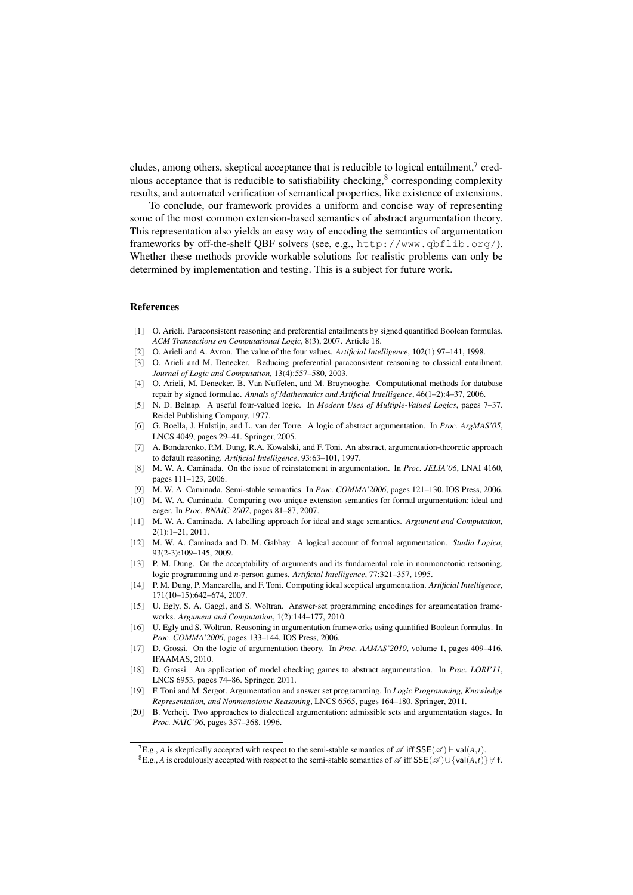cludes, among others, skeptical acceptance that is reducible to logical entailment,[7] credulous acceptance that is reducible to satisfiability checking,[8] corresponding complexity results, and automated verification of semantical properties, like existence of extensions.

To conclude, our framework provides a uniform and concise way of representing some of the most common extension-based semantics of abstract argumentation theory. This representation also yields an easy way of encoding the semantics of argumentation frameworks by off-the-shelf QBF solvers (see, e.g., http://www.qbflib.org/). Whether these methods provide workable solutions for realistic problems can only be determined by implementation and testing. This is a subject for future work.

## References

[1] O. Arieli. Paraconsistent reasoning and preferential entailments by signed quantified Boolean formulas. *ACM Transactions on Computational Logic*, 8(3), 2007. Article 18.

[2] O. Arieli and A. Avron. The value of the four values. *Artificial Intelligence*, 102(1):97–141, 1998.

[3] O. Arieli and M. Denecker. Reducing preferential paraconsistent reasoning to classical entailment. *Journal of Logic and Computation*, 13(4):557–580, 2003.

[4] O. Arieli, M. Denecker, B. Van Nuffelen, and M. Bruynooghe. Computational methods for database repair by signed formulae. *Annals of Mathematics and Artificial Intelligence*, 46(1–2):4–37, 2006.

[5] N. D. Belnap. A useful four-valued logic. In *Modern Uses of Multiple-Valued Logics*, pages 7–37. Reidel Publishing Company, 1977.

[6] G. Boella, J. Hulstijn, and L. van der Torre. A logic of abstract argumentation. In *Proc. ArgMAS'05*, LNCS 4049, pages 29–41. Springer, 2005.

[7] A. Bondarenko, P.M. Dung, R.A. Kowalski, and F. Toni. An abstract, argumentation-theoretic approach to default reasoning. *Artificial Intelligence*, 93:63–101, 1997.

[8] M. W. A. Caminada. On the issue of reinstatement in argumentation. In *Proc. JELIA'06*, LNAI 4160, pages 111–123, 2006.

[9] M. W. A. Caminada. Semi-stable semantics. In *Proc. COMMA'2006*, pages 121–130. IOS Press, 2006.

[10] M. W. A. Caminada. Comparing two unique extension semantics for formal argumentation: ideal and eager. In *Proc. BNAIC'2007*, pages 81–87, 2007.

[11] M. W. A. Caminada. A labelling approach for ideal and stage semantics. *Argument and Computation*, 2(1):1–21, 2011.

[12] M. W. A. Caminada and D. M. Gabbay. A logical account of formal argumentation. *Studia Logica*, 93(2-3):109–145, 2009.

[13] P. M. Dung. On the acceptability of arguments and its fundamental role in nonmonotonic reasoning, logic programming and *n*-person games. *Artificial Intelligence*, 77:321–357, 1995.

[14] P. M. Dung, P. Mancarella, and F. Toni. Computing ideal sceptical argumentation. *Artificial Intelligence*, 171(10–15):642–674, 2007.

[15] U. Egly, S. A. Gaggl, and S. Woltran. Answer-set programming encodings for argumentation frameworks. *Argument and Computation*, 1(2):144–177, 2010.

[16] U. Egly and S. Woltran. Reasoning in argumentation frameworks using quantified Boolean formulas. In *Proc. COMMA'2006*, pages 133–144. IOS Press, 2006.

[17] D. Grossi. On the logic of argumentation theory. In *Proc. AAMAS'2010*, volume 1, pages 409–416. IFAAMAS, 2010.

[18] D. Grossi. An application of model checking games to abstract argumentation. In *Proc. LORI'11*, LNCS 6953, pages 74–86. Springer, 2011.

[19] F. Toni and M. Sergot. Argumentation and answer set programming. In *Logic Programming, Knowledge Representation, and Nonmonotonic Reasoning*, LNCS 6565, pages 164–180. Springer, 2011.

[20] B. Verheij. Two approaches to dialectical argumentation: admissible sets and argumentation stages. In *Proc. NAIC'96*, pages 357–368, 1996.

---

[7] E.g., $A$ is skeptically accepted with respect to the semi-stable semantics of $\mathscr{A}$ iff $\mathsf{SSE}(\mathscr{A}) \vdash \mathsf{val}(A,t)$.

[8] E.g., $A$ is credulously accepted with respect to the semi-stable semantics of $\mathscr{A}$ iff $\mathsf{SSE}(\mathscr{A}) \cup \{\mathsf{val}(A,t)\} \not\vdash \mathsf{f}$.